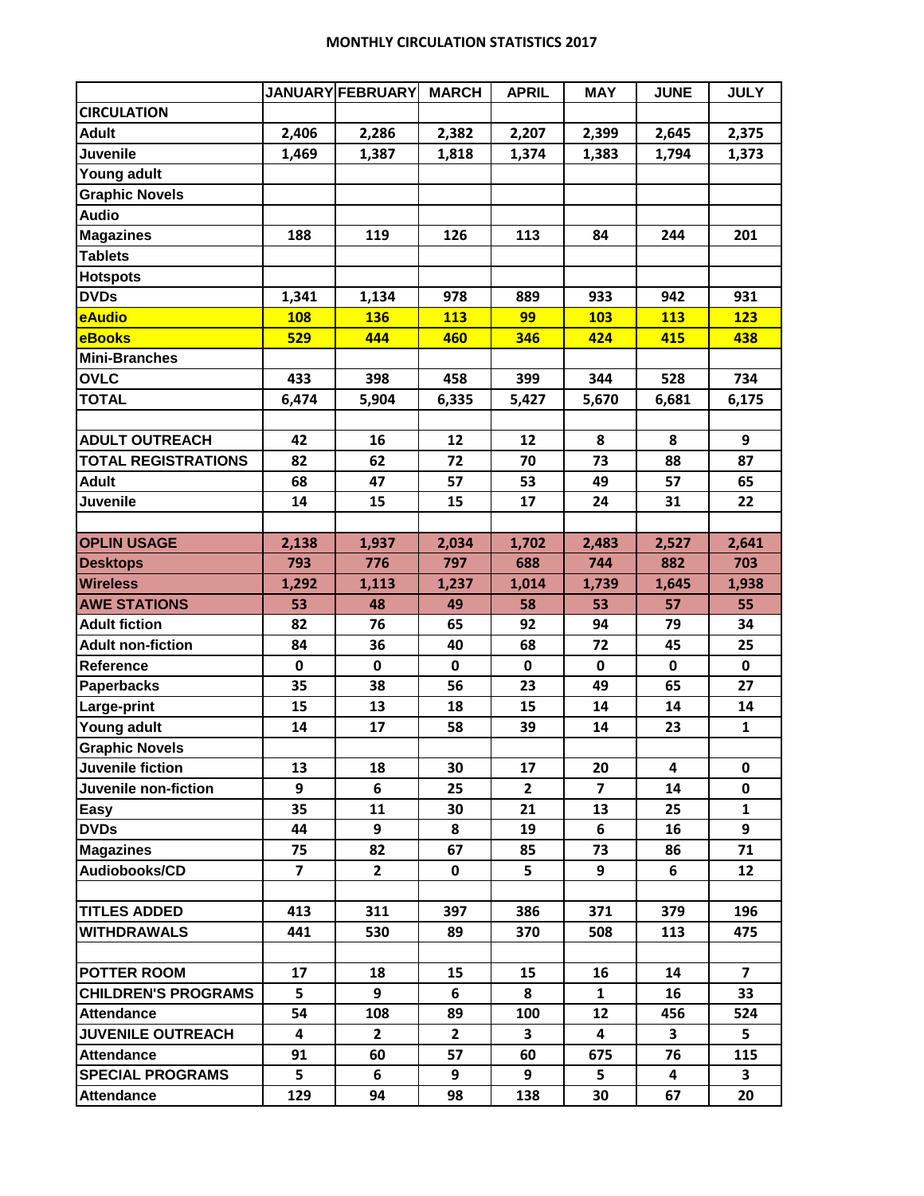# MONTHLY CIRCULATION STATISTICS 2017

| | JANUARY | FEBRUARY | MARCH | APRIL | MAY | JUNE | JULY |
|---|---|---|---|---|---|---|---|
| **CIRCULATION** | | | | | | | |
| **Adult** | 2,406 | 2,286 | 2,382 | 2,207 | 2,399 | 2,645 | 2,375 |
| **Juvenile** | 1,469 | 1,387 | 1,818 | 1,374 | 1,383 | 1,794 | 1,373 |
| **Young adult** | | | | | | | |
| **Graphic Novels** | | | | | | | |
| **Audio** | | | | | | | |
| **Magazines** | 188 | 119 | 126 | 113 | 84 | 244 | 201 |
| **Tablets** | | | | | | | |
| **Hotspots** | | | | | | | |
| **DVDs** | 1,341 | 1,134 | 978 | 889 | 933 | 942 | 931 |
| **eAudio** | 108 | 136 | 113 | 99 | 103 | 113 | 123 |
| **eBooks** | 529 | 444 | 460 | 346 | 424 | 415 | 438 |
| **Mini-Branches** | | | | | | | |
| **OVLC** | 433 | 398 | 458 | 399 | 344 | 528 | 734 |
| **TOTAL** | 6,474 | 5,904 | 6,335 | 5,427 | 5,670 | 6,681 | 6,175 |
| | | | | | | | |
| **ADULT OUTREACH** | 42 | 16 | 12 | 12 | 8 | 8 | 9 |
| **TOTAL REGISTRATIONS** | 82 | 62 | 72 | 70 | 73 | 88 | 87 |
| **Adult** | 68 | 47 | 57 | 53 | 49 | 57 | 65 |
| **Juvenile** | 14 | 15 | 15 | 17 | 24 | 31 | 22 |
| | | | | | | | |
| **OPLIN USAGE** | 2,138 | 1,937 | 2,034 | 1,702 | 2,483 | 2,527 | 2,641 |
| **Desktops** | 793 | 776 | 797 | 688 | 744 | 882 | 703 |
| **Wireless** | 1,292 | 1,113 | 1,237 | 1,014 | 1,739 | 1,645 | 1,938 |
| **AWE STATIONS** | 53 | 48 | 49 | 58 | 53 | 57 | 55 |
| **Adult fiction** | 82 | 76 | 65 | 92 | 94 | 79 | 34 |
| **Adult non-fiction** | 84 | 36 | 40 | 68 | 72 | 45 | 25 |
| **Reference** | 0 | 0 | 0 | 0 | 0 | 0 | 0 |
| **Paperbacks** | 35 | 38 | 56 | 23 | 49 | 65 | 27 |
| **Large-print** | 15 | 13 | 18 | 15 | 14 | 14 | 14 |
| **Young adult** | 14 | 17 | 58 | 39 | 14 | 23 | 1 |
| **Graphic Novels** | | | | | | | |
| **Juvenile fiction** | 13 | 18 | 30 | 17 | 20 | 4 | 0 |
| **Juvenile non-fiction** | 9 | 6 | 25 | 2 | 7 | 14 | 0 |
| **Easy** | 35 | 11 | 30 | 21 | 13 | 25 | 1 |
| **DVDs** | 44 | 9 | 8 | 19 | 6 | 16 | 9 |
| **Magazines** | 75 | 82 | 67 | 85 | 73 | 86 | 71 |
| **Audiobooks/CD** | 7 | 2 | 0 | 5 | 9 | 6 | 12 |
| | | | | | | | |
| **TITLES ADDED** | 413 | 311 | 397 | 386 | 371 | 379 | 196 |
| **WITHDRAWALS** | 441 | 530 | 89 | 370 | 508 | 113 | 475 |
| | | | | | | | |
| **POTTER ROOM** | 17 | 18 | 15 | 15 | 16 | 14 | 7 |
| **CHILDREN'S PROGRAMS** | 5 | 9 | 6 | 8 | 1 | 16 | 33 |
| **Attendance** | 54 | 108 | 89 | 100 | 12 | 456 | 524 |
| **JUVENILE OUTREACH** | 4 | 2 | 2 | 3 | 4 | 3 | 5 |
| **Attendance** | 91 | 60 | 57 | 60 | 675 | 76 | 115 |
| **SPECIAL PROGRAMS** | 5 | 6 | 9 | 9 | 5 | 4 | 3 |
| **Attendance** | 129 | 94 | 98 | 138 | 30 | 67 | 20 |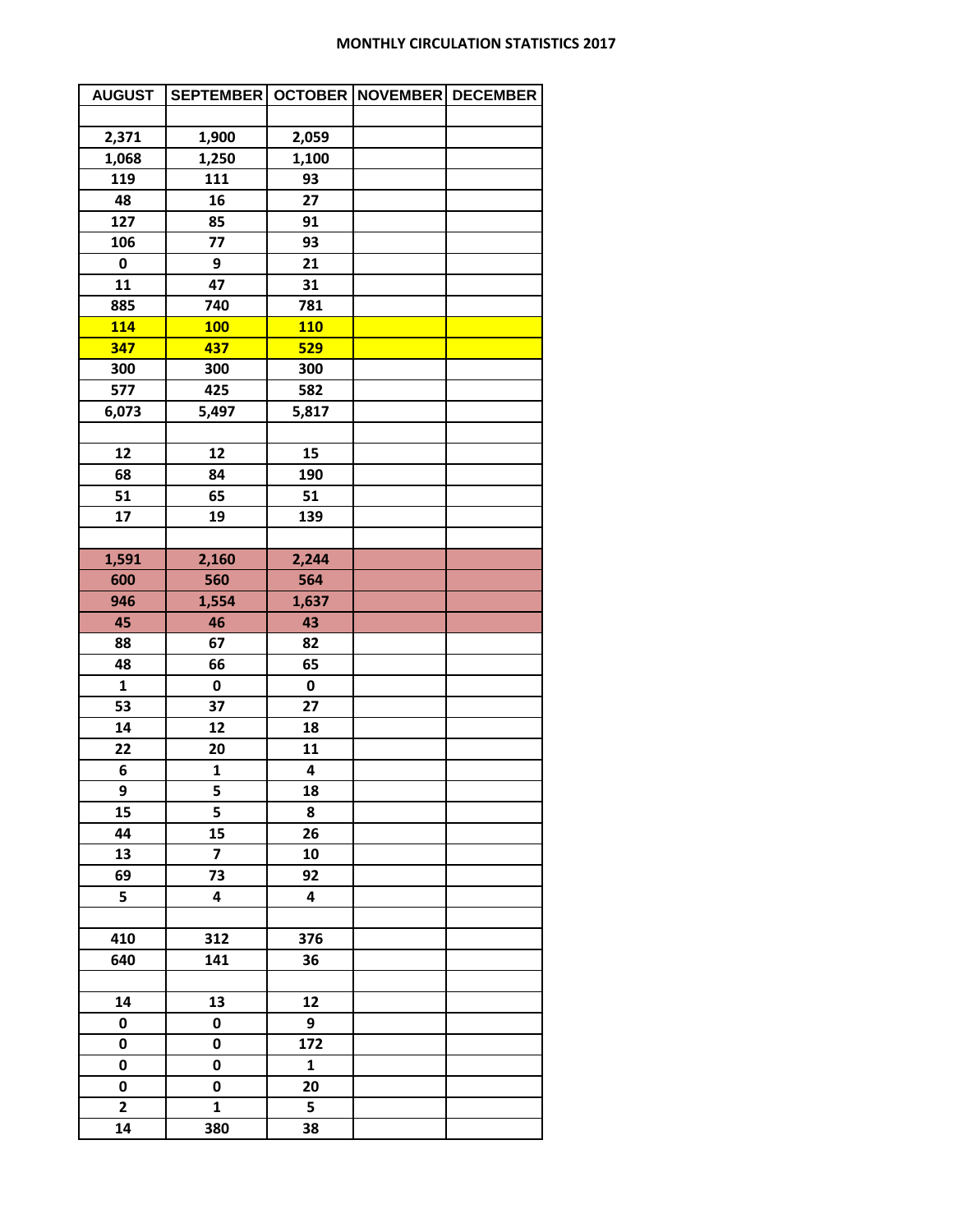**MONTHLY CIRCULATION STATISTICS 2017**

| AUGUST | SEPTEMBER | OCTOBER | NOVEMBER | DECEMBER |
|---|---|---|---|---|
| | | | | |
| 2,371 | 1,900 | 2,059 | | |
| 1,068 | 1,250 | 1,100 | | |
| 119 | 111 | 93 | | |
| 48 | 16 | 27 | | |
| 127 | 85 | 91 | | |
| 106 | 77 | 93 | | |
| 0 | 9 | 21 | | |
| 11 | 47 | 31 | | |
| 885 | 740 | 781 | | |
| 114 | 100 | 110 | | |
| 347 | 437 | 529 | | |
| 300 | 300 | 300 | | |
| 577 | 425 | 582 | | |
| 6,073 | 5,497 | 5,817 | | |
| | | | | |
| 12 | 12 | 15 | | |
| 68 | 84 | 190 | | |
| 51 | 65 | 51 | | |
| 17 | 19 | 139 | | |
| | | | | |
| 1,591 | 2,160 | 2,244 | | |
| 600 | 560 | 564 | | |
| 946 | 1,554 | 1,637 | | |
| 45 | 46 | 43 | | |
| 88 | 67 | 82 | | |
| 48 | 66 | 65 | | |
| 1 | 0 | 0 | | |
| 53 | 37 | 27 | | |
| 14 | 12 | 18 | | |
| 22 | 20 | 11 | | |
| 6 | 1 | 4 | | |
| 9 | 5 | 18 | | |
| 15 | 5 | 8 | | |
| 44 | 15 | 26 | | |
| 13 | 7 | 10 | | |
| 69 | 73 | 92 | | |
| 5 | 4 | 4 | | |
| | | | | |
| 410 | 312 | 376 | | |
| 640 | 141 | 36 | | |
| | | | | |
| 14 | 13 | 12 | | |
| 0 | 0 | 9 | | |
| 0 | 0 | 172 | | |
| 0 | 0 | 1 | | |
| 0 | 0 | 20 | | |
| 2 | 1 | 5 | | |
| 14 | 380 | 38 | | |